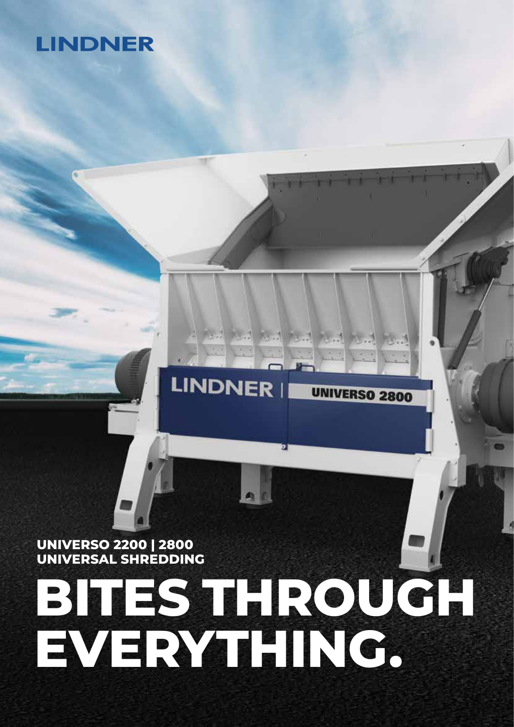LINDNER

UNIVERSO 2200 | 2800
UNIVERSAL SHREDDING

# BITES THROUGH EVERYTHING.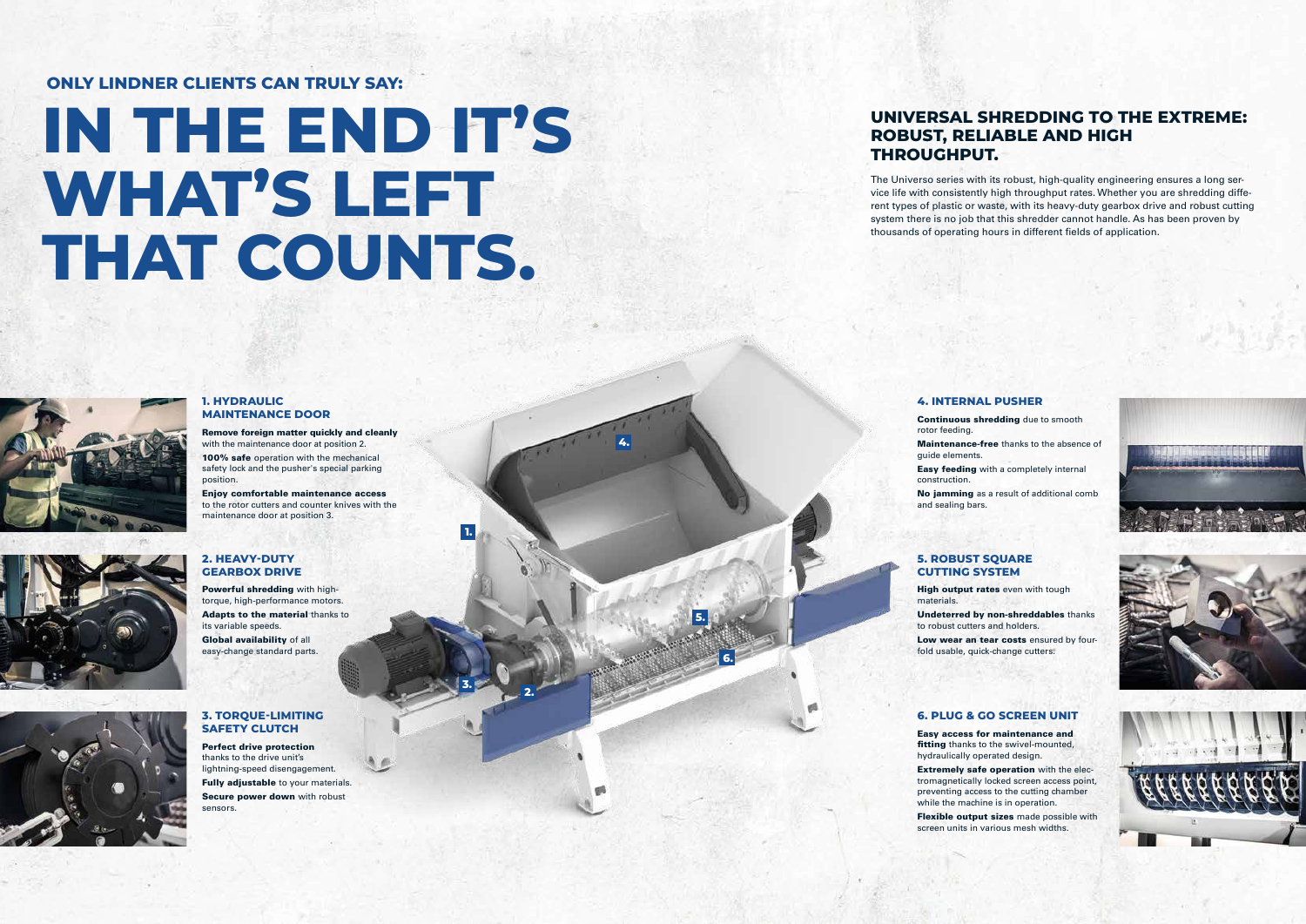**ONLY LINDNER CLIENTS CAN TRULY SAY:**

# IN THE END IT'S WHAT'S LEFT THAT COUNTS.

## UNIVERSAL SHREDDING TO THE EXTREME: ROBUST, RELIABLE AND HIGH THROUGHPUT.

The Universo series with its robust, high-quality engineering ensures a long service life with consistently high throughput rates. Whether you are shredding different types of plastic or waste, with its heavy-duty gearbox drive and robust cutting system there is no job that this shredder cannot handle. As has been proven by thousands of operating hours in different fields of application.

### 1. HYDRAULIC MAINTENANCE DOOR

**Remove foreign matter quickly and cleanly** with the maintenance door at position 2.

**100% safe** operation with the mechanical safety lock and the pusher's special parking position.

**Enjoy comfortable maintenance access** to the rotor cutters and counter knives with the maintenance door at position 3.

### 2. HEAVY-DUTY GEARBOX DRIVE

**Powerful shredding** with high-torque, high-performance motors.

**Adapts to the material** thanks to its variable speeds.

**Global availability** of all easy-change standard parts.

### 3. TORQUE-LIMITING SAFETY CLUTCH

**Perfect drive protection** thanks to the drive unit's lightning-speed disengagement.

**Fully adjustable** to your materials.

**Secure power down** with robust sensors.

### 4. INTERNAL PUSHER

**Continuous shredding** due to smooth rotor feeding.

**Maintenance-free** thanks to the absence of guide elements.

**Easy feeding** with a completely internal construction.

**No jamming** as a result of additional comb and sealing bars.

### 5. ROBUST SQUARE CUTTING SYSTEM

**High output rates** even with tough materials.

**Undeterred by non-shreddables** thanks to robust cutters and holders.

**Low wear an tear costs** ensured by four-fold usable, quick-change cutters.

### 6. PLUG & GO SCREEN UNIT

**Easy access for maintenance and fitting** thanks to the swivel-mounted, hydraulically operated design.

**Extremely safe operation** with the electromagnetically locked screen access point, preventing access to the cutting chamber while the machine is in operation.

**Flexible output sizes** made possible with screen units in various mesh widths.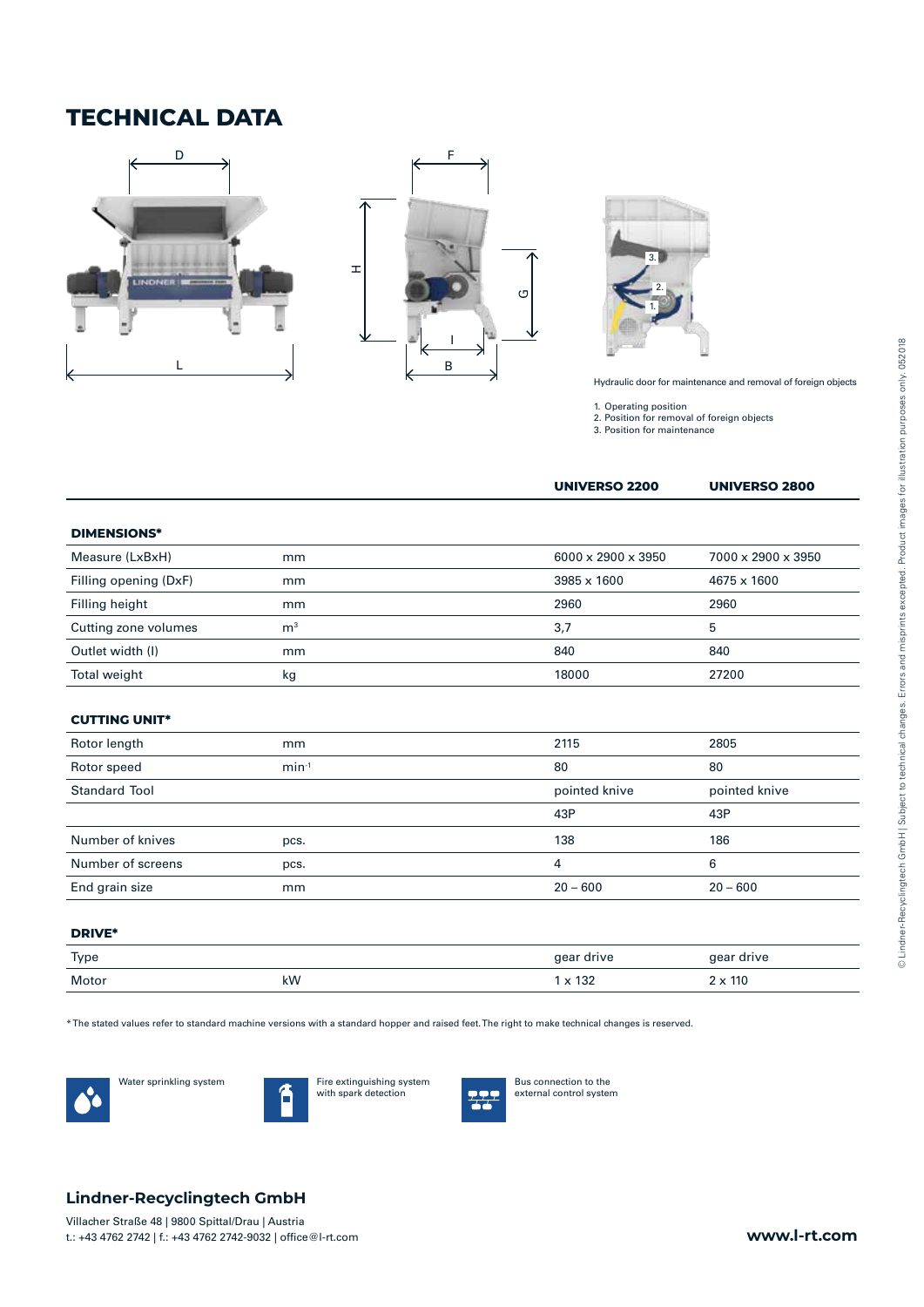# TECHNICAL DATA

D

F

H

G

L

I

B

3.

2.

1.

Hydraulic door for maintenance and removal of foreign objects

1. Operating position
2. Position for removal of foreign objects
3. Position for maintenance

| | | UNIVERSO 2200 | UNIVERSO 2800 |
|---|---|---|---|
| **DIMENSIONS*** | | | |
| Measure (LxBxH) | mm | 6000 x 2900 x 3950 | 7000 x 2900 x 3950 |
| Filling opening (DxF) | mm | 3985 x 1600 | 4675 x 1600 |
| Filling height | mm | 2960 | 2960 |
| Cutting zone volumes | $m^3$ | 3,7 | 5 |
| Outlet width (I) | mm | 840 | 840 |
| Total weight | kg | 18000 | 27200 |
| **CUTTING UNIT*** | | | |
| Rotor length | mm | 2115 | 2805 |
| Rotor speed | $min^{-1}$ | 80 | 80 |
| Standard Tool | | pointed knive | pointed knive |
| | | 43P | 43P |
| Number of knives | pcs. | 138 | 186 |
| Number of screens | pcs. | 4 | 6 |
| End grain size | mm | 20 – 600 | 20 – 600 |
| **DRIVE*** | | | |
| Type | | gear drive | gear drive |
| Motor | kW | 1 x 132 | 2 x 110 |

*The stated values refer to standard machine versions with a standard hopper and raised feet. The right to make technical changes is reserved.

Water sprinkling system

Fire extinguishing system with spark detection

Bus connection to the external control system

## Lindner-Recyclingtech GmbH

Villacher Straße 48 | 9800 Spittal/Drau | Austria
t.: +43 4762 2742 | f.: +43 4762 2742-9032 | office@l-rt.com

**www.l-rt.com**

© Lindner-Recyclingtech GmbH | Subject to technical changes. Errors and misprints excepted. Product images for illustration purposes only. 052018